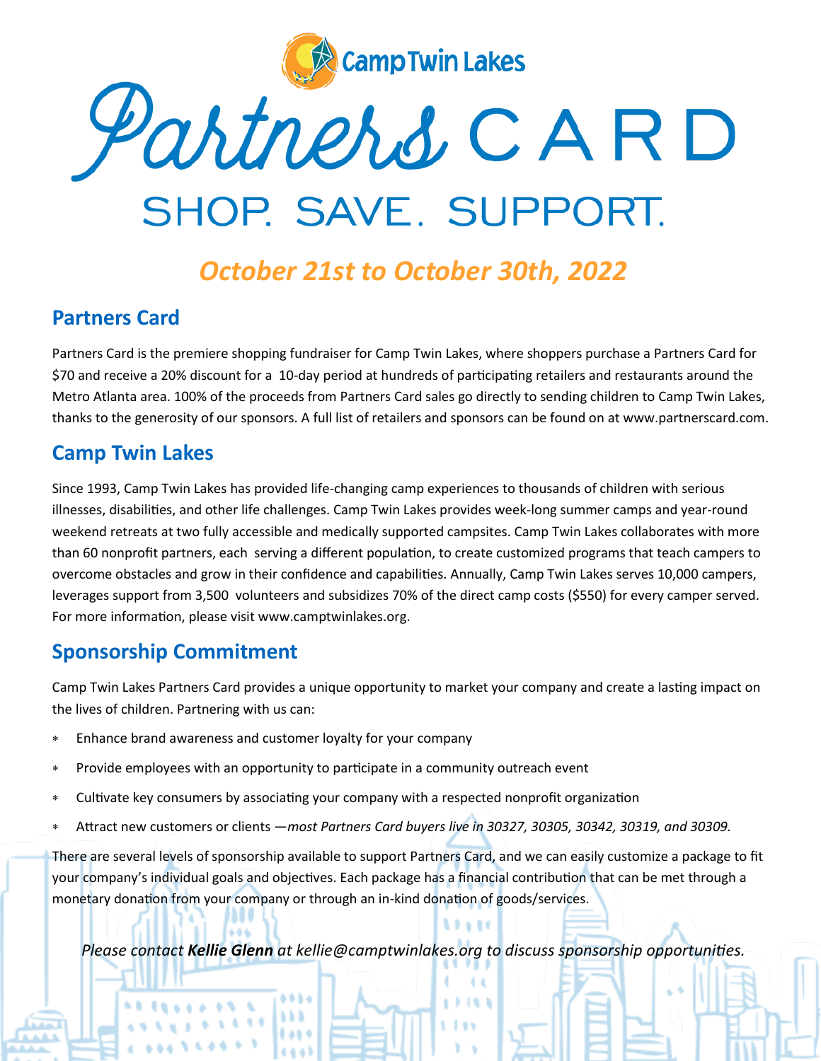Camp Twin Lakes

# Partners CARD

## SHOP. SAVE. SUPPORT.

***October 21st to October 30th, 2022***

## Partners Card

Partners Card is the premiere shopping fundraiser for Camp Twin Lakes, where shoppers purchase a Partners Card for $70 and receive a 20% discount for a 10-day period at hundreds of participating retailers and restaurants around the Metro Atlanta area. 100% of the proceeds from Partners Card sales go directly to sending children to Camp Twin Lakes, thanks to the generosity of our sponsors. A full list of retailers and sponsors can be found on at www.partnerscard.com.

## Camp Twin Lakes

Since 1993, Camp Twin Lakes has provided life-changing camp experiences to thousands of children with serious illnesses, disabilities, and other life challenges. Camp Twin Lakes provides week-long summer camps and year-round weekend retreats at two fully accessible and medically supported campsites. Camp Twin Lakes collaborates with more than 60 nonprofit partners, each serving a different population, to create customized programs that teach campers to overcome obstacles and grow in their confidence and capabilities. Annually, Camp Twin Lakes serves 10,000 campers, leverages support from 3,500 volunteers and subsidizes 70% of the direct camp costs ($550) for every camper served. For more information, please visit www.camptwinlakes.org.

## Sponsorship Commitment

Camp Twin Lakes Partners Card provides a unique opportunity to market your company and create a lasting impact on the lives of children. Partnering with us can:

- Enhance brand awareness and customer loyalty for your company
- Provide employees with an opportunity to participate in a community outreach event
- Cultivate key consumers by associating your company with a respected nonprofit organization
- Attract new customers or clients —*most Partners Card buyers live in 30327, 30305, 30342, 30319, and 30309.*

There are several levels of sponsorship available to support Partners Card, and we can easily customize a package to fit your company's individual goals and objectives. Each package has a financial contribution that can be met through a monetary donation from your company or through an in-kind donation of goods/services.

*Please contact **Kellie Glenn** at kellie@camptwinlakes.org to discuss sponsorship opportunities.*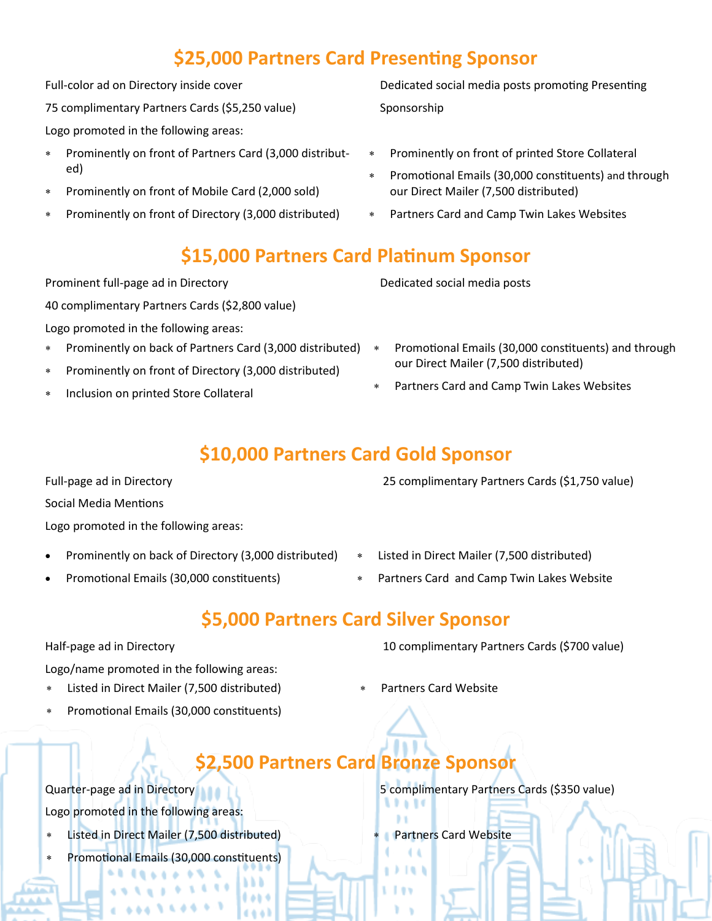## $25,000 Partners Card Presenting Sponsor

Full-color ad on Directory inside cover

75 complimentary Partners Cards ($5,250 value)

Logo promoted in the following areas:

- Prominently on front of Partners Card (3,000 distributed)
- Prominently on front of Mobile Card (2,000 sold)
- Prominently on front of Directory (3,000 distributed)

Dedicated social media posts promoting Presenting Sponsorship

- Prominently on front of printed Store Collateral
- Promotional Emails (30,000 constituents) and through our Direct Mailer (7,500 distributed)
- Partners Card and Camp Twin Lakes Websites

## $15,000 Partners Card Platinum Sponsor

Prominent full-page ad in Directory

40 complimentary Partners Cards ($2,800 value)

Logo promoted in the following areas:

- Prominently on back of Partners Card (3,000 distributed)
- Prominently on front of Directory (3,000 distributed)
- Inclusion on printed Store Collateral

Dedicated social media posts

- Promotional Emails (30,000 constituents) and through our Direct Mailer (7,500 distributed)
- Partners Card and Camp Twin Lakes Websites

## $10,000 Partners Card Gold Sponsor

Full-page ad in Directory

Social Media Mentions

Logo promoted in the following areas:

- Prominently on back of Directory (3,000 distributed)
- Promotional Emails (30,000 constituents)

25 complimentary Partners Cards ($1,750 value)

- Listed in Direct Mailer (7,500 distributed)
- Partners Card and Camp Twin Lakes Website

## $5,000 Partners Card Silver Sponsor

Half-page ad in Directory

Logo/name promoted in the following areas:

- Listed in Direct Mailer (7,500 distributed)
- Promotional Emails (30,000 constituents)

10 complimentary Partners Cards ($700 value)

- Partners Card Website

## $2,500 Partners Card Bronze Sponsor

Quarter-page ad in Directory

Logo promoted in the following areas:

- Listed in Direct Mailer (7,500 distributed)
- Promotional Emails (30,000 constituents)

5 complimentary Partners Cards ($350 value)

- Partners Card Website